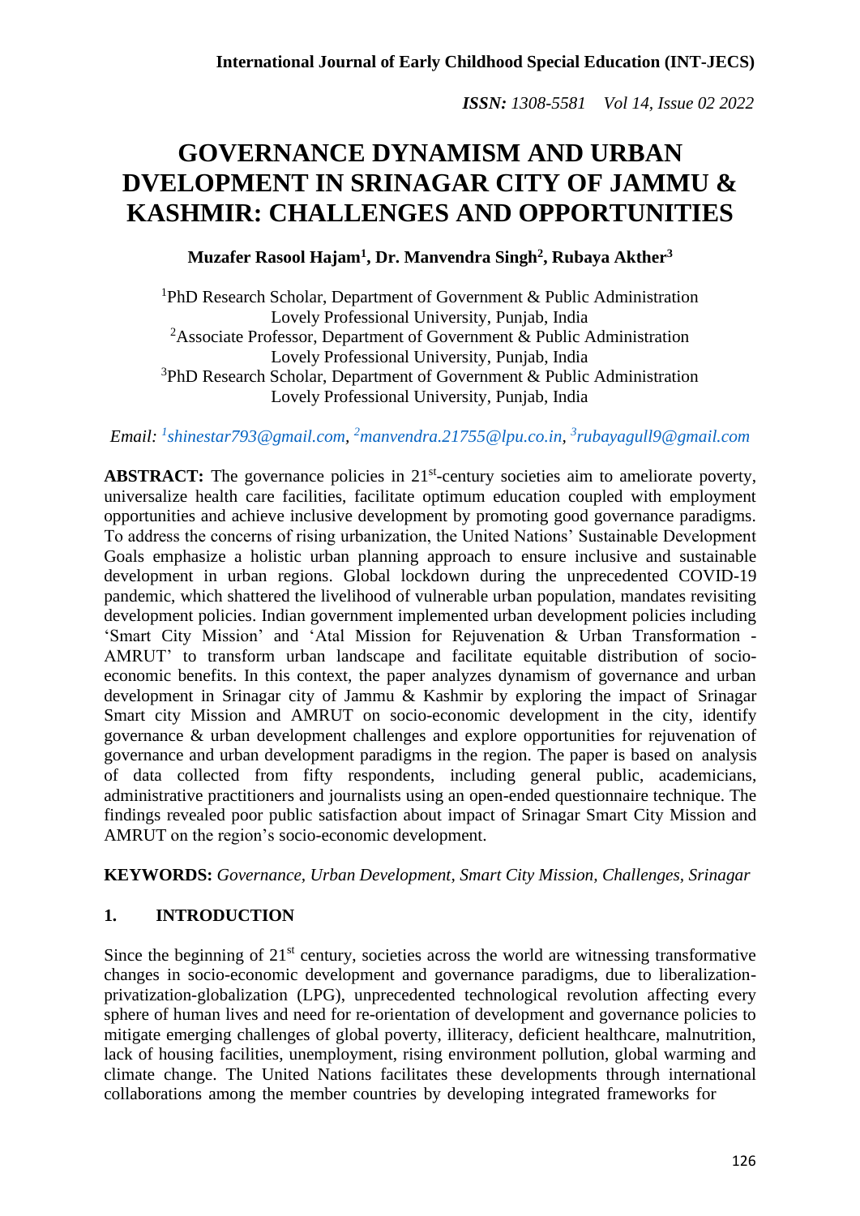# GOVERNANCE DYNAMISM AND URBAN DVELOPMENT IN SRINAGAR CITY OF JAMMU & KASHMIR: CHALLENGES AND OPPORTUNITIES

**Muzafer Rasool Hajam[1], Dr. Manvendra Singh[2], Rubaya Akther[3]**

[1]PhD Research Scholar, Department of Government & Public Administration
Lovely Professional University, Punjab, India
[2]Associate Professor, Department of Government & Public Administration
Lovely Professional University, Punjab, India
[3]PhD Research Scholar, Department of Government & Public Administration
Lovely Professional University, Punjab, India

*Email: [1]shinestar793@gmail.com, [2]manvendra.21755@lpu.co.in, [3]rubayagull9@gmail.com*

**ABSTRACT:** The governance policies in 21st-century societies aim to ameliorate poverty, universalize health care facilities, facilitate optimum education coupled with employment opportunities and achieve inclusive development by promoting good governance paradigms. To address the concerns of rising urbanization, the United Nations' Sustainable Development Goals emphasize a holistic urban planning approach to ensure inclusive and sustainable development in urban regions. Global lockdown during the unprecedented COVID-19 pandemic, which shattered the livelihood of vulnerable urban population, mandates revisiting development policies. Indian government implemented urban development policies including 'Smart City Mission' and 'Atal Mission for Rejuvenation & Urban Transformation - AMRUT' to transform urban landscape and facilitate equitable distribution of socio-economic benefits. In this context, the paper analyzes dynamism of governance and urban development in Srinagar city of Jammu & Kashmir by exploring the impact of Srinagar Smart city Mission and AMRUT on socio-economic development in the city, identify governance & urban development challenges and explore opportunities for rejuvenation of governance and urban development paradigms in the region. The paper is based on analysis of data collected from fifty respondents, including general public, academicians, administrative practitioners and journalists using an open-ended questionnaire technique. The findings revealed poor public satisfaction about impact of Srinagar Smart City Mission and AMRUT on the region's socio-economic development.

**KEYWORDS:** *Governance, Urban Development, Smart City Mission, Challenges, Srinagar*

## 1. INTRODUCTION

Since the beginning of 21st century, societies across the world are witnessing transformative changes in socio-economic development and governance paradigms, due to liberalization-privatization-globalization (LPG), unprecedented technological revolution affecting every sphere of human lives and need for re-orientation of development and governance policies to mitigate emerging challenges of global poverty, illiteracy, deficient healthcare, malnutrition, lack of housing facilities, unemployment, rising environment pollution, global warming and climate change. The United Nations facilitates these developments through international collaborations among the member countries by developing integrated frameworks for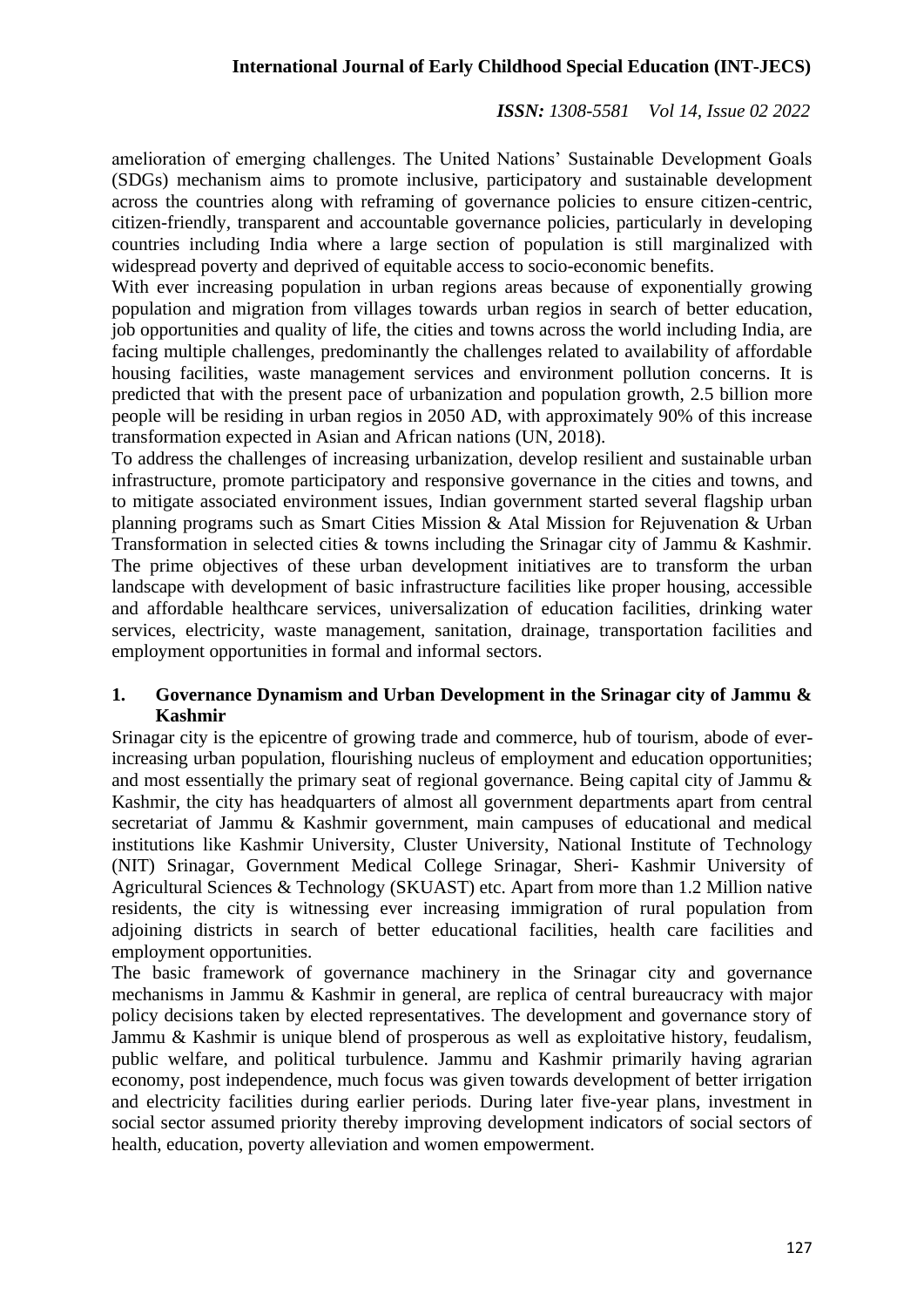amelioration of emerging challenges. The United Nations' Sustainable Development Goals (SDGs) mechanism aims to promote inclusive, participatory and sustainable development across the countries along with reframing of governance policies to ensure citizen-centric, citizen-friendly, transparent and accountable governance policies, particularly in developing countries including India where a large section of population is still marginalized with widespread poverty and deprived of equitable access to socio-economic benefits.

With ever increasing population in urban regions areas because of exponentially growing population and migration from villages towards urban regios in search of better education, job opportunities and quality of life, the cities and towns across the world including India, are facing multiple challenges, predominantly the challenges related to availability of affordable housing facilities, waste management services and environment pollution concerns. It is predicted that with the present pace of urbanization and population growth, 2.5 billion more people will be residing in urban regios in 2050 AD, with approximately 90% of this increase transformation expected in Asian and African nations (UN, 2018).

To address the challenges of increasing urbanization, develop resilient and sustainable urban infrastructure, promote participatory and responsive governance in the cities and towns, and to mitigate associated environment issues, Indian government started several flagship urban planning programs such as Smart Cities Mission & Atal Mission for Rejuvenation & Urban Transformation in selected cities & towns including the Srinagar city of Jammu & Kashmir. The prime objectives of these urban development initiatives are to transform the urban landscape with development of basic infrastructure facilities like proper housing, accessible and affordable healthcare services, universalization of education facilities, drinking water services, electricity, waste management, sanitation, drainage, transportation facilities and employment opportunities in formal and informal sectors.

## 1. Governance Dynamism and Urban Development in the Srinagar city of Jammu & Kashmir

Srinagar city is the epicentre of growing trade and commerce, hub of tourism, abode of ever-increasing urban population, flourishing nucleus of employment and education opportunities; and most essentially the primary seat of regional governance. Being capital city of Jammu & Kashmir, the city has headquarters of almost all government departments apart from central secretariat of Jammu & Kashmir government, main campuses of educational and medical institutions like Kashmir University, Cluster University, National Institute of Technology (NIT) Srinagar, Government Medical College Srinagar, Sheri- Kashmir University of Agricultural Sciences & Technology (SKUAST) etc. Apart from more than 1.2 Million native residents, the city is witnessing ever increasing immigration of rural population from adjoining districts in search of better educational facilities, health care facilities and employment opportunities.

The basic framework of governance machinery in the Srinagar city and governance mechanisms in Jammu & Kashmir in general, are replica of central bureaucracy with major policy decisions taken by elected representatives. The development and governance story of Jammu & Kashmir is unique blend of prosperous as well as exploitative history, feudalism, public welfare, and political turbulence. Jammu and Kashmir primarily having agrarian economy, post independence, much focus was given towards development of better irrigation and electricity facilities during earlier periods. During later five-year plans, investment in social sector assumed priority thereby improving development indicators of social sectors of health, education, poverty alleviation and women empowerment.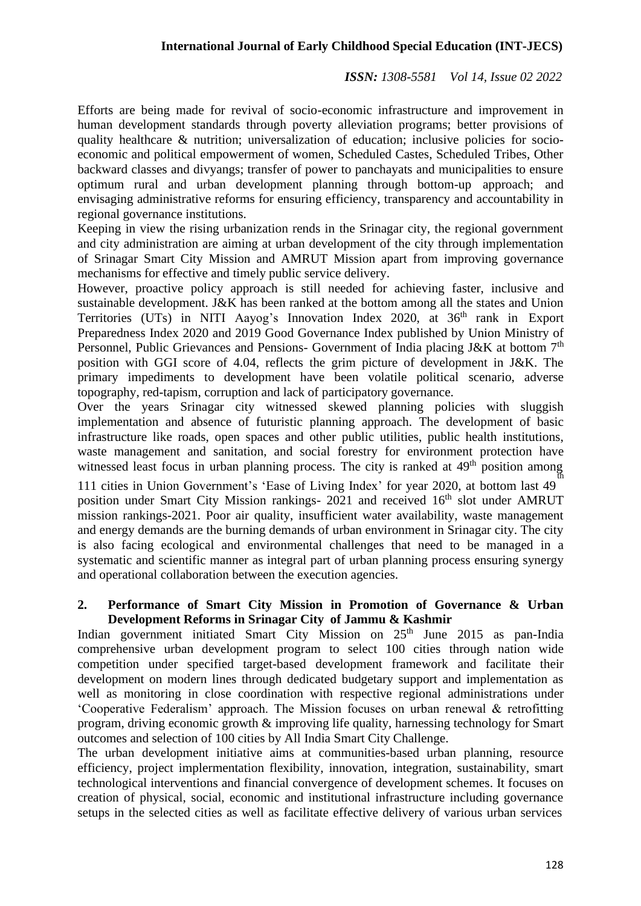Efforts are being made for revival of socio-economic infrastructure and improvement in human development standards through poverty alleviation programs; better provisions of quality healthcare & nutrition; universalization of education; inclusive policies for socio-economic and political empowerment of women, Scheduled Castes, Scheduled Tribes, Other backward classes and divyangs; transfer of power to panchayats and municipalities to ensure optimum rural and urban development planning through bottom-up approach; and envisaging administrative reforms for ensuring efficiency, transparency and accountability in regional governance institutions.

Keeping in view the rising urbanization rends in the Srinagar city, the regional government and city administration are aiming at urban development of the city through implementation of Srinagar Smart City Mission and AMRUT Mission apart from improving governance mechanisms for effective and timely public service delivery.

However, proactive policy approach is still needed for achieving faster, inclusive and sustainable development. J&K has been ranked at the bottom among all the states and Union Territories (UTs) in NITI Aayog's Innovation Index 2020, at 36th rank in Export Preparedness Index 2020 and 2019 Good Governance Index published by Union Ministry of Personnel, Public Grievances and Pensions- Government of India placing J&K at bottom 7th position with GGI score of 4.04, reflects the grim picture of development in J&K. The primary impediments to development have been volatile political scenario, adverse topography, red-tapism, corruption and lack of participatory governance.

Over the years Srinagar city witnessed skewed planning policies with sluggish implementation and absence of futuristic planning approach. The development of basic infrastructure like roads, open spaces and other public utilities, public health institutions, waste management and sanitation, and social forestry for environment protection have witnessed least focus in urban planning process. The city is ranked at 49th position among 111 cities in Union Government's 'Ease of Living Index' for year 2020, at bottom last 49th position under Smart City Mission rankings- 2021 and received 16th slot under AMRUT mission rankings-2021. Poor air quality, insufficient water availability, waste management and energy demands are the burning demands of urban environment in Srinagar city. The city is also facing ecological and environmental challenges that need to be managed in a systematic and scientific manner as integral part of urban planning process ensuring synergy and operational collaboration between the execution agencies.

## 2. Performance of Smart City Mission in Promotion of Governance & Urban Development Reforms in Srinagar City of Jammu & Kashmir

Indian government initiated Smart City Mission on 25th June 2015 as pan-India comprehensive urban development program to select 100 cities through nation wide competition under specified target-based development framework and facilitate their development on modern lines through dedicated budgetary support and implementation as well as monitoring in close coordination with respective regional administrations under 'Cooperative Federalism' approach. The Mission focuses on urban renewal & retrofitting program, driving economic growth & improving life quality, harnessing technology for Smart outcomes and selection of 100 cities by All India Smart City Challenge.

The urban development initiative aims at communities-based urban planning, resource efficiency, project implermentation flexibility, innovation, integration, sustainability, smart technological interventions and financial convergence of development schemes. It focuses on creation of physical, social, economic and institutional infrastructure including governance setups in the selected cities as well as facilitate effective delivery of various urban services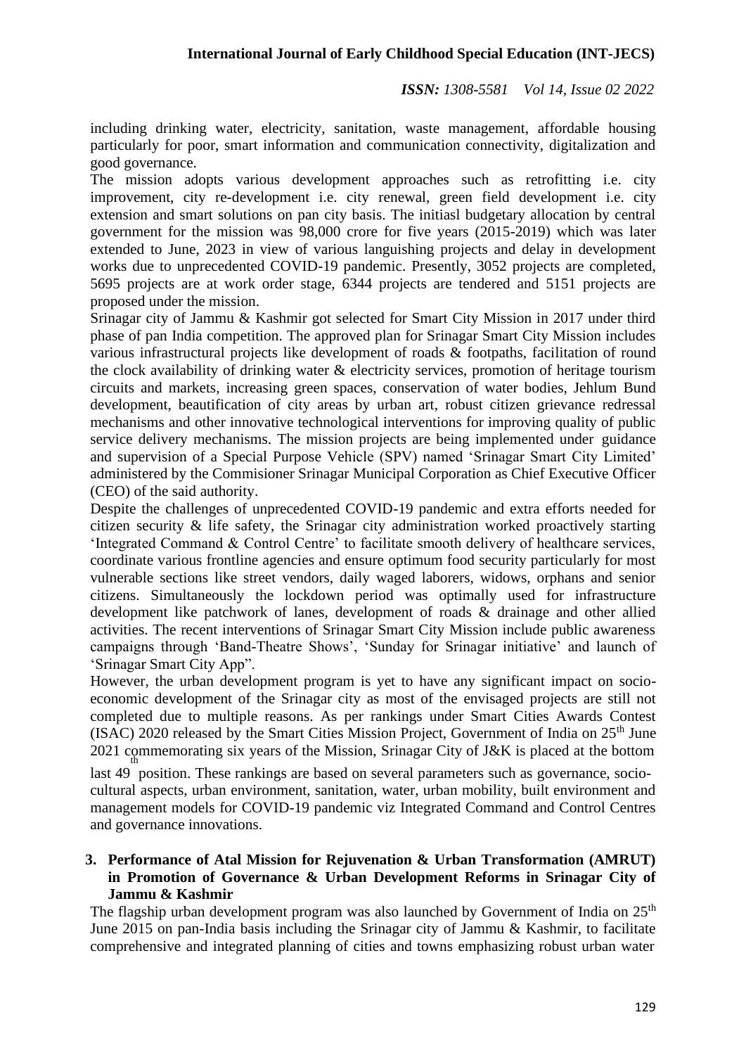including drinking water, electricity, sanitation, waste management, affordable housing particularly for poor, smart information and communication connectivity, digitalization and good governance.

The mission adopts various development approaches such as retrofitting i.e. city improvement, city re-development i.e. city renewal, green field development i.e. city extension and smart solutions on pan city basis. The initiasl budgetary allocation by central government for the mission was 98,000 crore for five years (2015-2019) which was later extended to June, 2023 in view of various languishing projects and delay in development works due to unprecedented COVID-19 pandemic. Presently, 3052 projects are completed, 5695 projects are at work order stage, 6344 projects are tendered and 5151 projects are proposed under the mission.

Srinagar city of Jammu & Kashmir got selected for Smart City Mission in 2017 under third phase of pan India competition. The approved plan for Srinagar Smart City Mission includes various infrastructural projects like development of roads & footpaths, facilitation of round the clock availability of drinking water & electricity services, promotion of heritage tourism circuits and markets, increasing green spaces, conservation of water bodies, Jehlum Bund development, beautification of city areas by urban art, robust citizen grievance redressal mechanisms and other innovative technological interventions for improving quality of public service delivery mechanisms. The mission projects are being implemented under guidance and supervision of a Special Purpose Vehicle (SPV) named 'Srinagar Smart City Limited' administered by the Commisioner Srinagar Municipal Corporation as Chief Executive Officer (CEO) of the said authority.

Despite the challenges of unprecedented COVID-19 pandemic and extra efforts needed for citizen security & life safety, the Srinagar city administration worked proactively starting 'Integrated Command & Control Centre' to facilitate smooth delivery of healthcare services, coordinate various frontline agencies and ensure optimum food security particularly for most vulnerable sections like street vendors, daily waged laborers, widows, orphans and senior citizens. Simultaneously the lockdown period was optimally used for infrastructure development like patchwork of lanes, development of roads & drainage and other allied activities. The recent interventions of Srinagar Smart City Mission include public awareness campaigns through 'Band-Theatre Shows', 'Sunday for Srinagar initiative' and launch of 'Srinagar Smart City App".

However, the urban development program is yet to have any significant impact on socio-economic development of the Srinagar city as most of the envisaged projects are still not completed due to multiple reasons. As per rankings under Smart Cities Awards Contest (ISAC) 2020 released by the Smart Cities Mission Project, Government of India on 25th June 2021 commemorating six years of the Mission, Srinagar City of J&K is placed at the bottom last 49th position. These rankings are based on several parameters such as governance, socio-cultural aspects, urban environment, sanitation, water, urban mobility, built environment and management models for COVID-19 pandemic viz Integrated Command and Control Centres and governance innovations.

## 3. Performance of Atal Mission for Rejuvenation & Urban Transformation (AMRUT) in Promotion of Governance & Urban Development Reforms in Srinagar City of Jammu & Kashmir

The flagship urban development program was also launched by Government of India on 25th June 2015 on pan-India basis including the Srinagar city of Jammu & Kashmir, to facilitate comprehensive and integrated planning of cities and towns emphasizing robust urban water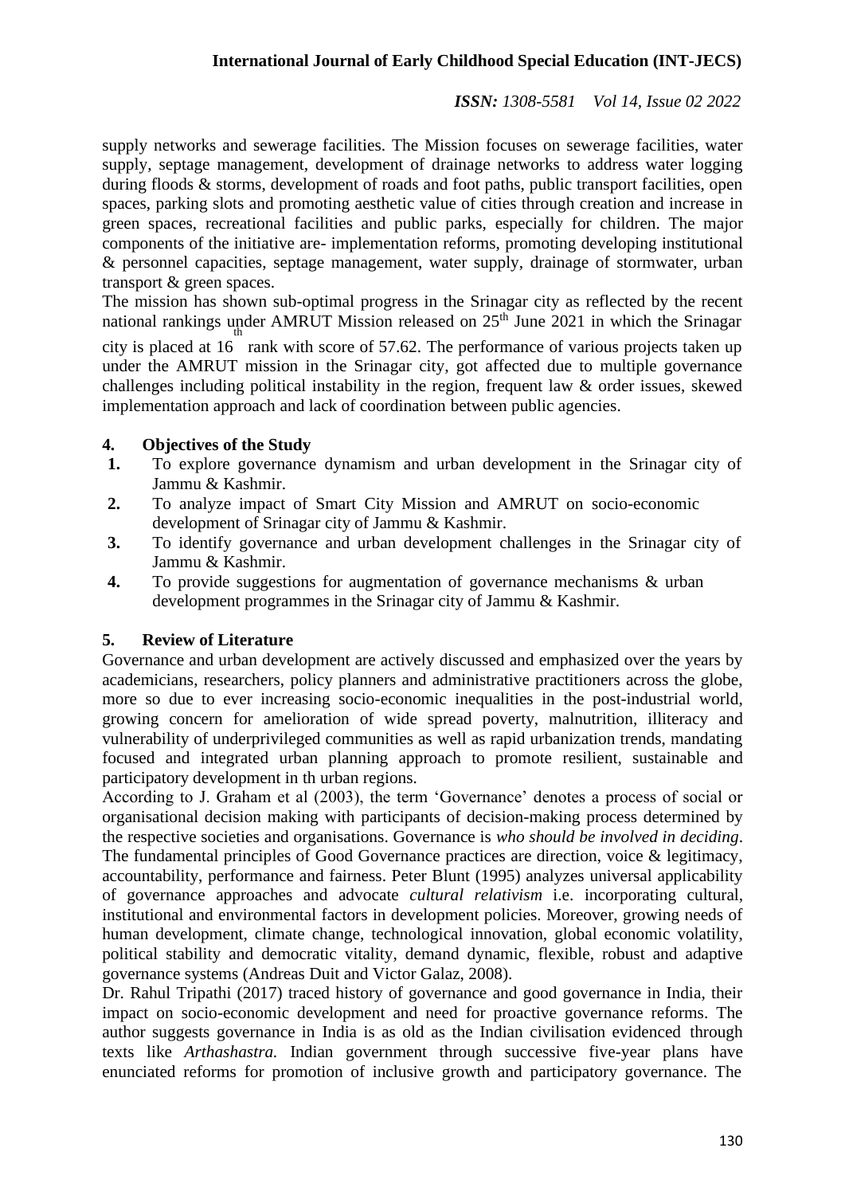supply networks and sewerage facilities. The Mission focuses on sewerage facilities, water supply, septage management, development of drainage networks to address water logging during floods & storms, development of roads and foot paths, public transport facilities, open spaces, parking slots and promoting aesthetic value of cities through creation and increase in green spaces, recreational facilities and public parks, especially for children. The major components of the initiative are- implementation reforms, promoting developing institutional & personnel capacities, septage management, water supply, drainage of stormwater, urban transport & green spaces.

The mission has shown sub-optimal progress in the Srinagar city as reflected by the recent national rankings under AMRUT Mission released on 25th June 2021 in which the Srinagar city is placed at 16th rank with score of 57.62. The performance of various projects taken up under the AMRUT mission in the Srinagar city, got affected due to multiple governance challenges including political instability in the region, frequent law & order issues, skewed implementation approach and lack of coordination between public agencies.

## 4. Objectives of the Study

1. To explore governance dynamism and urban development in the Srinagar city of Jammu & Kashmir.
2. To analyze impact of Smart City Mission and AMRUT on socio-economic development of Srinagar city of Jammu & Kashmir.
3. To identify governance and urban development challenges in the Srinagar city of Jammu & Kashmir.
4. To provide suggestions for augmentation of governance mechanisms & urban development programmes in the Srinagar city of Jammu & Kashmir.

## 5. Review of Literature

Governance and urban development are actively discussed and emphasized over the years by academicians, researchers, policy planners and administrative practitioners across the globe, more so due to ever increasing socio-economic inequalities in the post-industrial world, growing concern for amelioration of wide spread poverty, malnutrition, illiteracy and vulnerability of underprivileged communities as well as rapid urbanization trends, mandating focused and integrated urban planning approach to promote resilient, sustainable and participatory development in th urban regions.

According to J. Graham et al (2003), the term 'Governance' denotes a process of social or organisational decision making with participants of decision-making process determined by the respective societies and organisations. Governance is *who should be involved in deciding*. The fundamental principles of Good Governance practices are direction, voice & legitimacy, accountability, performance and fairness. Peter Blunt (1995) analyzes universal applicability of governance approaches and advocate *cultural relativism* i.e. incorporating cultural, institutional and environmental factors in development policies. Moreover, growing needs of human development, climate change, technological innovation, global economic volatility, political stability and democratic vitality, demand dynamic, flexible, robust and adaptive governance systems (Andreas Duit and Victor Galaz, 2008).

Dr. Rahul Tripathi (2017) traced history of governance and good governance in India, their impact on socio-economic development and need for proactive governance reforms. The author suggests governance in India is as old as the Indian civilisation evidenced through texts like *Arthashastra.* Indian government through successive five-year plans have enunciated reforms for promotion of inclusive growth and participatory governance. The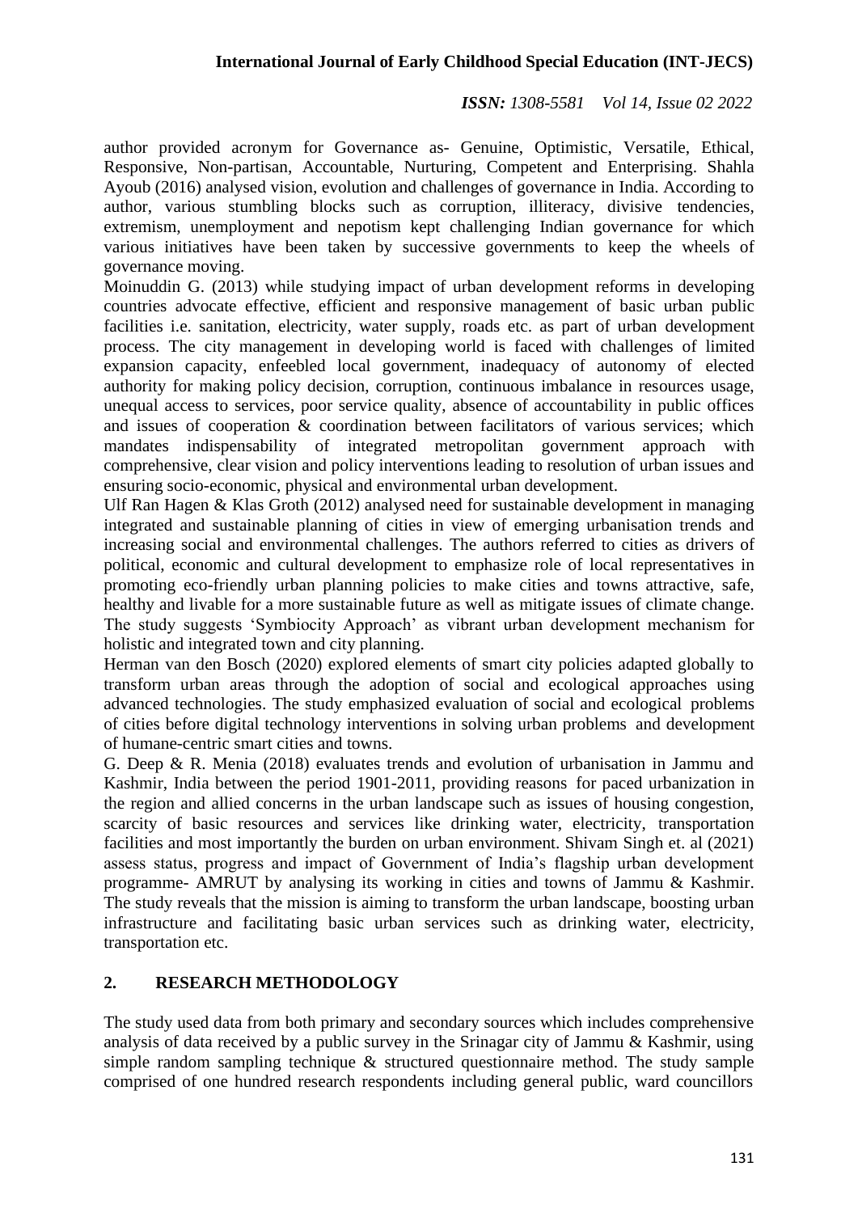author provided acronym for Governance as- Genuine, Optimistic, Versatile, Ethical, Responsive, Non-partisan, Accountable, Nurturing, Competent and Enterprising. Shahla Ayoub (2016) analysed vision, evolution and challenges of governance in India. According to author, various stumbling blocks such as corruption, illiteracy, divisive tendencies, extremism, unemployment and nepotism kept challenging Indian governance for which various initiatives have been taken by successive governments to keep the wheels of governance moving.

Moinuddin G. (2013) while studying impact of urban development reforms in developing countries advocate effective, efficient and responsive management of basic urban public facilities i.e. sanitation, electricity, water supply, roads etc. as part of urban development process. The city management in developing world is faced with challenges of limited expansion capacity, enfeebled local government, inadequacy of autonomy of elected authority for making policy decision, corruption, continuous imbalance in resources usage, unequal access to services, poor service quality, absence of accountability in public offices and issues of cooperation & coordination between facilitators of various services; which mandates indispensability of integrated metropolitan government approach with comprehensive, clear vision and policy interventions leading to resolution of urban issues and ensuring socio-economic, physical and environmental urban development.

Ulf Ran Hagen & Klas Groth (2012) analysed need for sustainable development in managing integrated and sustainable planning of cities in view of emerging urbanisation trends and increasing social and environmental challenges. The authors referred to cities as drivers of political, economic and cultural development to emphasize role of local representatives in promoting eco-friendly urban planning policies to make cities and towns attractive, safe, healthy and livable for a more sustainable future as well as mitigate issues of climate change. The study suggests 'Symbiocity Approach' as vibrant urban development mechanism for holistic and integrated town and city planning.

Herman van den Bosch (2020) explored elements of smart city policies adapted globally to transform urban areas through the adoption of social and ecological approaches using advanced technologies. The study emphasized evaluation of social and ecological problems of cities before digital technology interventions in solving urban problems and development of humane-centric smart cities and towns.

G. Deep & R. Menia (2018) evaluates trends and evolution of urbanisation in Jammu and Kashmir, India between the period 1901-2011, providing reasons for paced urbanization in the region and allied concerns in the urban landscape such as issues of housing congestion, scarcity of basic resources and services like drinking water, electricity, transportation facilities and most importantly the burden on urban environment. Shivam Singh et. al (2021) assess status, progress and impact of Government of India's flagship urban development programme- AMRUT by analysing its working in cities and towns of Jammu & Kashmir. The study reveals that the mission is aiming to transform the urban landscape, boosting urban infrastructure and facilitating basic urban services such as drinking water, electricity, transportation etc.

## 2. RESEARCH METHODOLOGY

The study used data from both primary and secondary sources which includes comprehensive analysis of data received by a public survey in the Srinagar city of Jammu & Kashmir, using simple random sampling technique & structured questionnaire method. The study sample comprised of one hundred research respondents including general public, ward councillors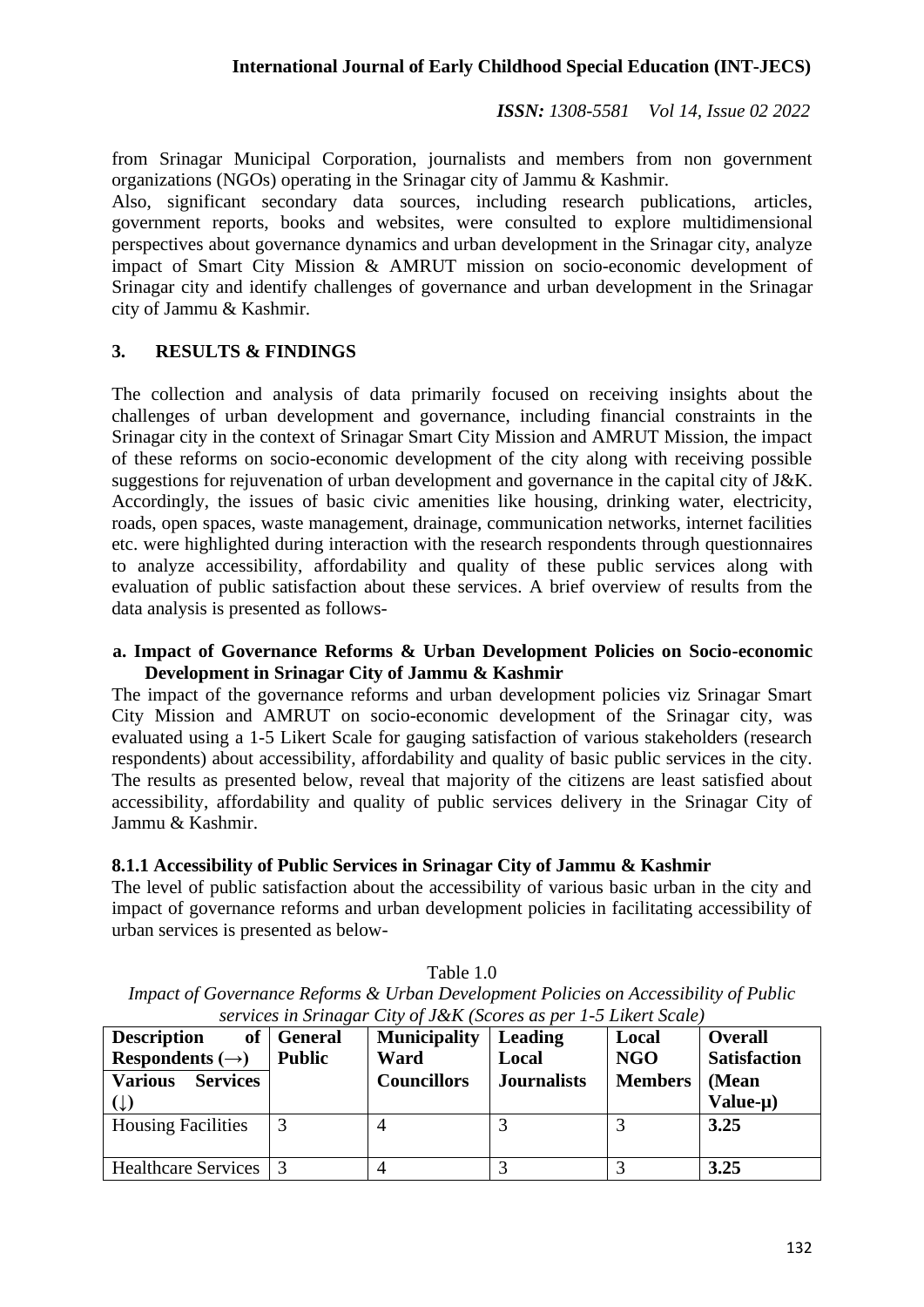from Srinagar Municipal Corporation, journalists and members from non government organizations (NGOs) operating in the Srinagar city of Jammu & Kashmir.

Also, significant secondary data sources, including research publications, articles, government reports, books and websites, were consulted to explore multidimensional perspectives about governance dynamics and urban development in the Srinagar city, analyze impact of Smart City Mission & AMRUT mission on socio-economic development of Srinagar city and identify challenges of governance and urban development in the Srinagar city of Jammu & Kashmir.

## 3. RESULTS & FINDINGS

The collection and analysis of data primarily focused on receiving insights about the challenges of urban development and governance, including financial constraints in the Srinagar city in the context of Srinagar Smart City Mission and AMRUT Mission, the impact of these reforms on socio-economic development of the city along with receiving possible suggestions for rejuvenation of urban development and governance in the capital city of J&K. Accordingly, the issues of basic civic amenities like housing, drinking water, electricity, roads, open spaces, waste management, drainage, communication networks, internet facilities etc. were highlighted during interaction with the research respondents through questionnaires to analyze accessibility, affordability and quality of these public services along with evaluation of public satisfaction about these services. A brief overview of results from the data analysis is presented as follows-

### a. Impact of Governance Reforms & Urban Development Policies on Socio-economic Development in Srinagar City of Jammu & Kashmir

The impact of the governance reforms and urban development policies viz Srinagar Smart City Mission and AMRUT on socio-economic development of the Srinagar city, was evaluated using a 1-5 Likert Scale for gauging satisfaction of various stakeholders (research respondents) about accessibility, affordability and quality of basic public services in the city. The results as presented below, reveal that majority of the citizens are least satisfied about accessibility, affordability and quality of public services delivery in the Srinagar City of Jammu & Kashmir.

#### 8.1.1 Accessibility of Public Services in Srinagar City of Jammu & Kashmir

The level of public satisfaction about the accessibility of various basic urban in the city and impact of governance reforms and urban development policies in facilitating accessibility of urban services is presented as below-

Table 1.0

*Impact of Governance Reforms & Urban Development Policies on Accessibility of Public services in Srinagar City of J&K (Scores as per 1-5 Likert Scale)*

| Description of Respondents (→) Various Services (↓) | General Public | Municipality Ward Councillors | Leading Local Journalists | Local NGO Members | Overall Satisfaction (Mean Value-μ) |
|---|---|---|---|---|---|
| Housing Facilities | 3 | 4 | 3 | 3 | **3.25** |
| Healthcare Services | 3 | 4 | 3 | 3 | **3.25** |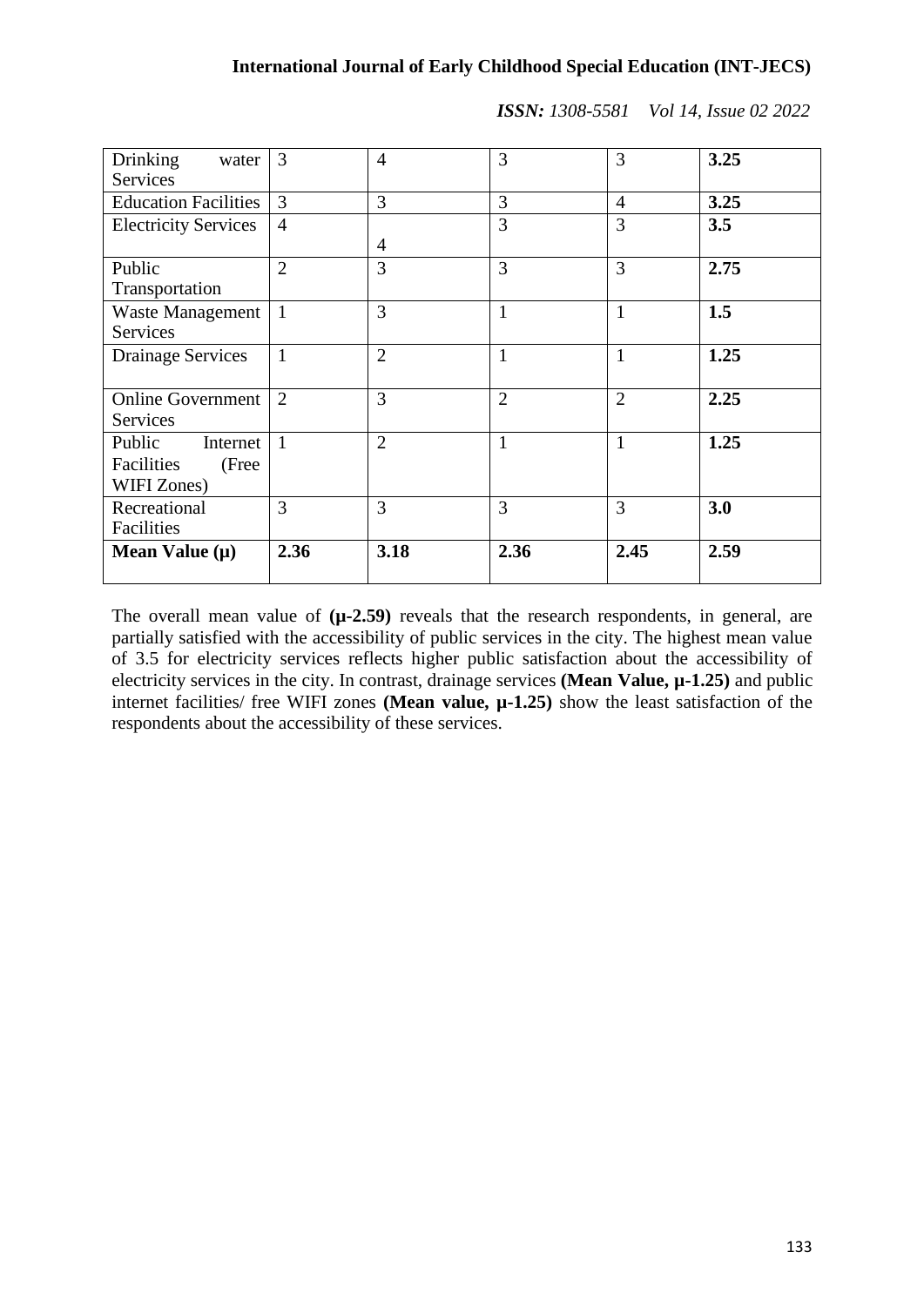| Drinking water Services | 3 | 4 | 3 | 3 | **3.25** |
|---|---|---|---|---|---|
| Education Facilities | 3 | 3 | 3 | 4 | **3.25** |
| Electricity Services | 4 | 4 | 3 | 3 | **3.5** |
| Public Transportation | 2 | 3 | 3 | 3 | **2.75** |
| Waste Management Services | 1 | 3 | 1 | 1 | **1.5** |
| Drainage Services | 1 | 2 | 1 | 1 | **1.25** |
| Online Government Services | 2 | 3 | 2 | 2 | **2.25** |
| Public Internet Facilities (Free WIFI Zones) | 1 | 2 | 1 | 1 | **1.25** |
| Recreational Facilities | 3 | 3 | 3 | 3 | **3.0** |
| **Mean Value (µ)** | **2.36** | **3.18** | **2.36** | **2.45** | **2.59** |

The overall mean value of **(µ-2.59)** reveals that the research respondents, in general, are partially satisfied with the accessibility of public services in the city. The highest mean value of 3.5 for electricity services reflects higher public satisfaction about the accessibility of electricity services in the city. In contrast, drainage services **(Mean Value, µ-1.25)** and public internet facilities/ free WIFI zones **(Mean value, µ-1.25)** show the least satisfaction of the respondents about the accessibility of these services.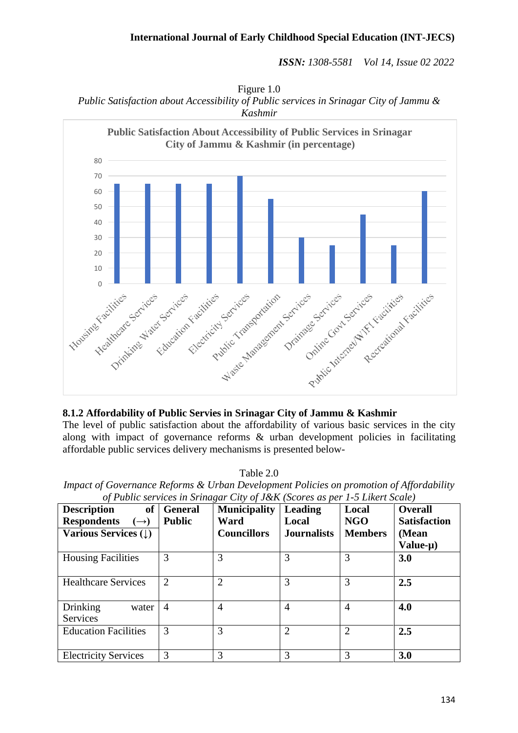Figure 1.0

*Public Satisfaction about Accessibility of Public services in Srinagar City of Jammu & Kashmir*

**Public Satisfaction About Accessibility of Public Services in Srinagar City of Jammu & Kashmir (in percentage)**

### 8.1.2 Affordability of Public Servies in Srinagar City of Jammu & Kashmir

The level of public satisfaction about the affordability of various basic services in the city along with impact of governance reforms & urban development policies in facilitating affordable public services delivery mechanisms is presented below-

Table 2.0

*Impact of Governance Reforms & Urban Development Policies on promotion of Affordability of Public services in Srinagar City of J&K (Scores as per 1-5 Likert Scale)*

| Description of Respondents (→) Various Services (↓) | General Public | Municipality Ward Councillors | Leading Local Journalists | Local NGO Members | Overall Satisfaction (Mean Value-µ) |
|---|---|---|---|---|---|
| Housing Facilities | 3 | 3 | 3 | 3 | **3.0** |
| Healthcare Services | 2 | 2 | 3 | 3 | **2.5** |
| Drinking water Services | 4 | 4 | 4 | 4 | **4.0** |
| Education Facilities | 3 | 3 | 2 | 2 | **2.5** |
| Electricity Services | 3 | 3 | 3 | 3 | **3.0** |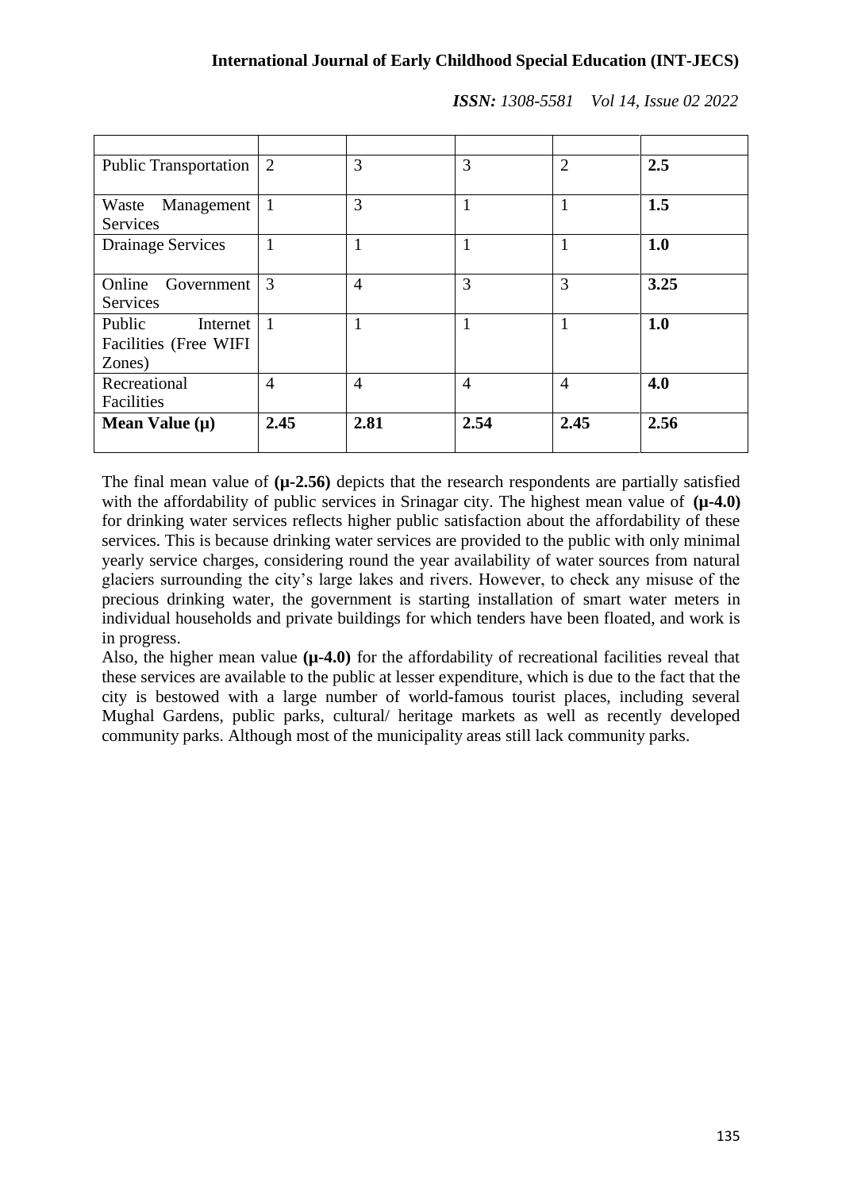| | | | | | |
|---|---|---|---|---|---|
| Public Transportation | 2 | 3 | 3 | 2 | **2.5** |
| Waste Management Services | 1 | 3 | 1 | 1 | **1.5** |
| Drainage Services | 1 | 1 | 1 | 1 | **1.0** |
| Online Government Services | 3 | 4 | 3 | 3 | **3.25** |
| Public Internet Facilities (Free WIFI Zones) | 1 | 1 | 1 | 1 | **1.0** |
| Recreational Facilities | 4 | 4 | 4 | 4 | **4.0** |
| **Mean Value (µ)** | **2.45** | **2.81** | **2.54** | **2.45** | **2.56** |

The final mean value of **(µ-2.56)** depicts that the research respondents are partially satisfied with the affordability of public services in Srinagar city. The highest mean value of **(µ-4.0)** for drinking water services reflects higher public satisfaction about the affordability of these services. This is because drinking water services are provided to the public with only minimal yearly service charges, considering round the year availability of water sources from natural glaciers surrounding the city's large lakes and rivers. However, to check any misuse of the precious drinking water, the government is starting installation of smart water meters in individual households and private buildings for which tenders have been floated, and work is in progress.

Also, the higher mean value **(µ-4.0)** for the affordability of recreational facilities reveal that these services are available to the public at lesser expenditure, which is due to the fact that the city is bestowed with a large number of world-famous tourist places, including several Mughal Gardens, public parks, cultural/ heritage markets as well as recently developed community parks. Although most of the municipality areas still lack community parks.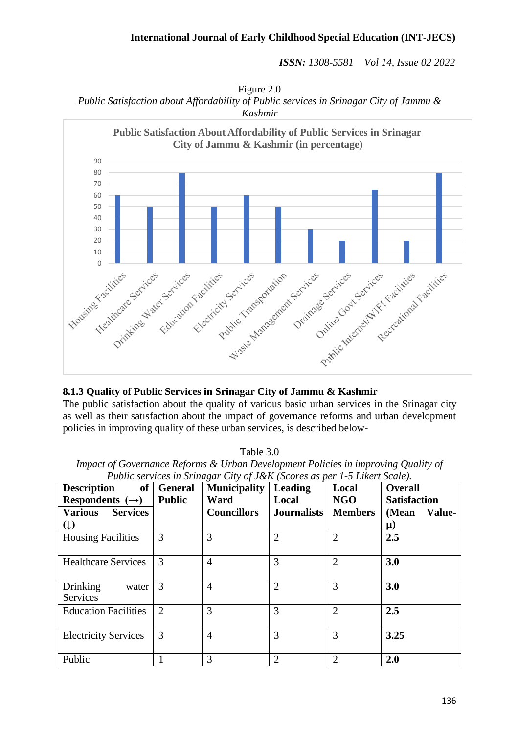Figure 2.0

*Public Satisfaction about Affordability of Public services in Srinagar City of Jammu & Kashmir*

**Public Satisfaction About Affordability of Public Services in Srinagar City of Jammu & Kashmir (in percentage)**

| Service | Percentage |
|---|---|
| Housing Facilities | 60 |
| Healthcare Services | 50 |
| Drinking Water Services | 80 |
| Education Facilities | 50 |
| Electricity Services | 60 |
| Public Transportation | 50 |
| Waste Management Services | 30 |
| Drainage Services | 20 |
| Online Govt Services | 65 |
| Public Internet/WIFI Facilities | 20 |
| Recreational Facilities | 80 |

### 8.1.3 Quality of Public Services in Srinagar City of Jammu & Kashmir

The public satisfaction about the quality of various basic urban services in the Srinagar city as well as their satisfaction about the impact of governance reforms and urban development policies in improving quality of these urban services, is described below-

Table 3.0

*Impact of Governance Reforms & Urban Development Policies in improving Quality of Public services in Srinagar City of J&K (Scores as per 1-5 Likert Scale).*

| **Description of Respondents (→)** **Various Services (↓)** | **General Public** | **Municipality Ward Councillors** | **Leading Local Journalists** | **Local NGO Members** | **Overall Satisfaction (Mean Value-μ)** |
|---|---|---|---|---|---|
| Housing Facilities | 3 | 3 | 2 | 2 | **2.5** |
| Healthcare Services | 3 | 4 | 3 | 2 | **3.0** |
| Drinking water Services | 3 | 4 | 2 | 3 | **3.0** |
| Education Facilities | 2 | 3 | 3 | 2 | **2.5** |
| Electricity Services | 3 | 4 | 3 | 3 | **3.25** |
| Public | 1 | 3 | 2 | 2 | **2.0** |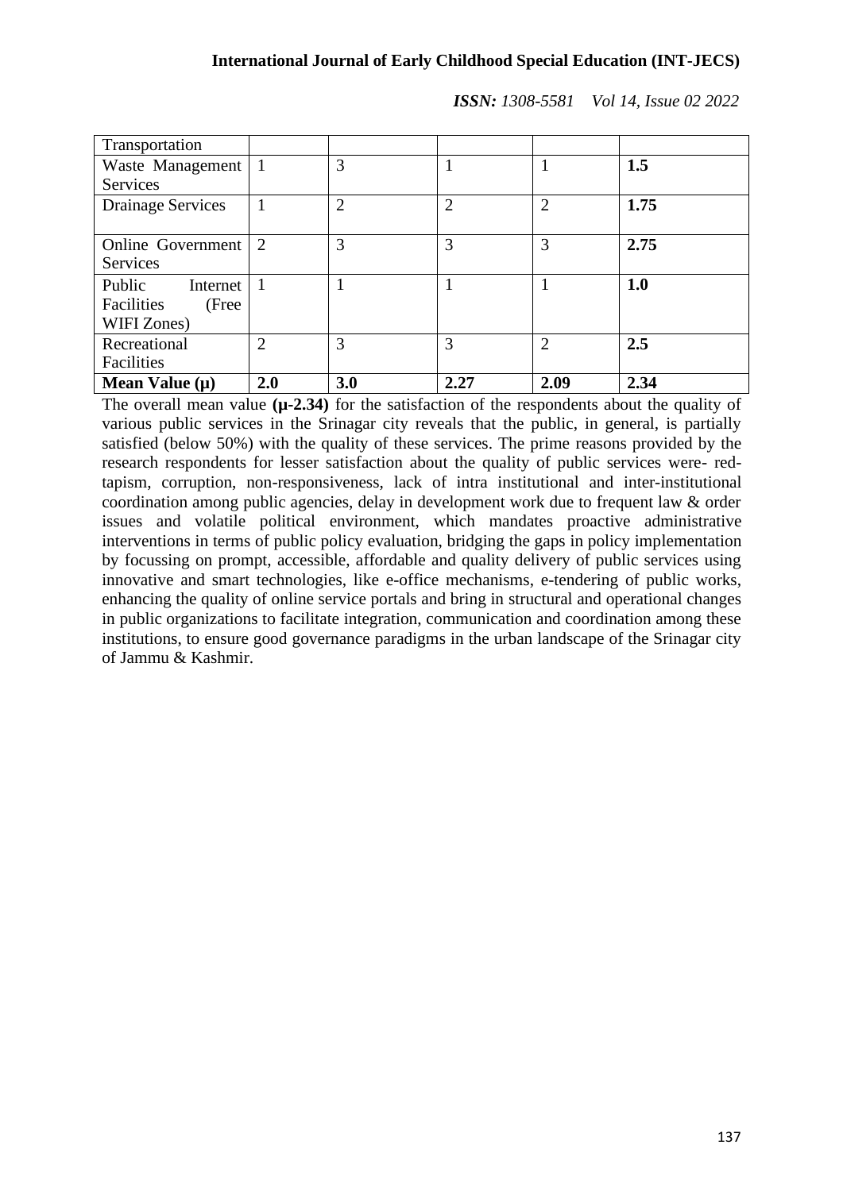| | | | | | |
|---|---|---|---|---|---|
| Transportation | | | | | |
| Waste Management Services | 1 | 3 | 1 | 1 | **1.5** |
| Drainage Services | 1 | 2 | 2 | 2 | **1.75** |
| Online Government Services | 2 | 3 | 3 | 3 | **2.75** |
| Public Internet Facilities (Free WIFI Zones) | 1 | 1 | 1 | 1 | **1.0** |
| Recreational Facilities | 2 | 3 | 3 | 2 | **2.5** |
| **Mean Value (μ)** | **2.0** | **3.0** | **2.27** | **2.09** | **2.34** |

The overall mean value **(μ-2.34)** for the satisfaction of the respondents about the quality of various public services in the Srinagar city reveals that the public, in general, is partially satisfied (below 50%) with the quality of these services. The prime reasons provided by the research respondents for lesser satisfaction about the quality of public services were- red-tapism, corruption, non-responsiveness, lack of intra institutional and inter-institutional coordination among public agencies, delay in development work due to frequent law & order issues and volatile political environment, which mandates proactive administrative interventions in terms of public policy evaluation, bridging the gaps in policy implementation by focussing on prompt, accessible, affordable and quality delivery of public services using innovative and smart technologies, like e-office mechanisms, e-tendering of public works, enhancing the quality of online service portals and bring in structural and operational changes in public organizations to facilitate integration, communication and coordination among these institutions, to ensure good governance paradigms in the urban landscape of the Srinagar city of Jammu & Kashmir.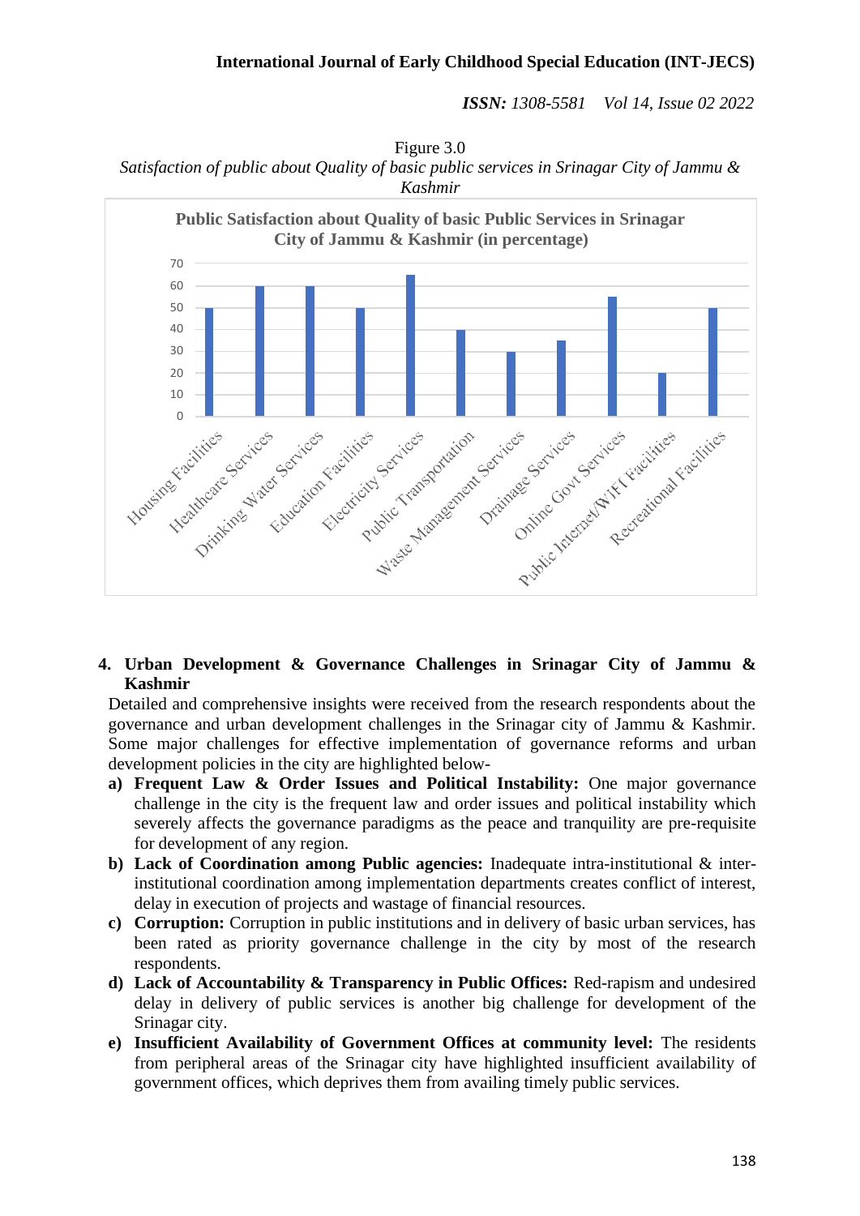Figure 3.0

*Satisfaction of public about Quality of basic public services in Srinagar City of Jammu & Kashmir*

**Public Satisfaction about Quality of basic Public Services in Srinagar City of Jammu & Kashmir (in percentage)**

| Service | Percentage |
|---|---|
| Housing Facilities | 50 |
| Healthcare Services | 60 |
| Drinking Water Services | 60 |
| Education Facilities | 50 |
| Electricity Services | 65 |
| Public Transportation | 40 |
| Waste Management Services | 30 |
| Drainage Services | 35 |
| Online Govt Services | 55 |
| Public Internet/WIFI Facilities | 20 |
| Recreational Facilities | 50 |

## 4. Urban Development & Governance Challenges in Srinagar City of Jammu & Kashmir

Detailed and comprehensive insights were received from the research respondents about the governance and urban development challenges in the Srinagar city of Jammu & Kashmir. Some major challenges for effective implementation of governance reforms and urban development policies in the city are highlighted below-

a) **Frequent Law & Order Issues and Political Instability:** One major governance challenge in the city is the frequent law and order issues and political instability which severely affects the governance paradigms as the peace and tranquility are pre-requisite for development of any region.

b) **Lack of Coordination among Public agencies:** Inadequate intra-institutional & inter-institutional coordination among implementation departments creates conflict of interest, delay in execution of projects and wastage of financial resources.

c) **Corruption:** Corruption in public institutions and in delivery of basic urban services, has been rated as priority governance challenge in the city by most of the research respondents.

d) **Lack of Accountability & Transparency in Public Offices:** Red-rapism and undesired delay in delivery of public services is another big challenge for development of the Srinagar city.

e) **Insufficient Availability of Government Offices at community level:** The residents from peripheral areas of the Srinagar city have highlighted insufficient availability of government offices, which deprives them from availing timely public services.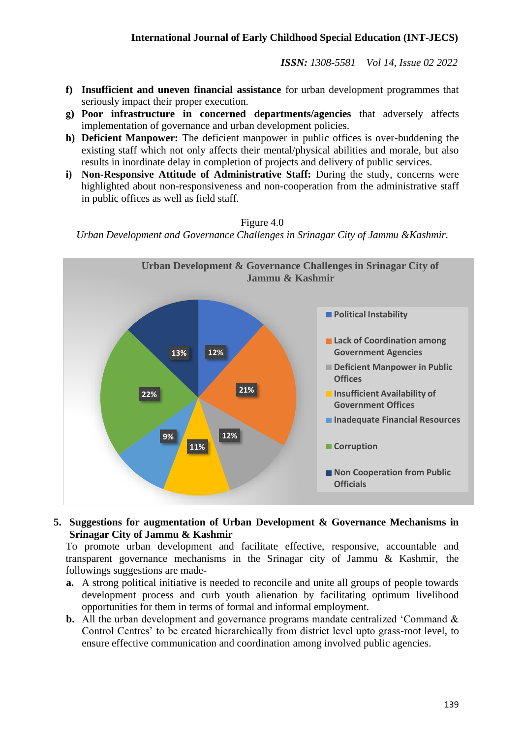f) **Insufficient and uneven financial assistance** for urban development programmes that seriously impact their proper execution.

g) **Poor infrastructure in concerned departments/agencies** that adversely affects implementation of governance and urban development policies.

h) **Deficient Manpower:** The deficient manpower in public offices is over-buddening the existing staff which not only affects their mental/physical abilities and morale, but also results in inordinate delay in completion of projects and delivery of public services.

i) **Non-Responsive Attitude of Administrative Staff:** During the study, concerns were highlighted about non-responsiveness and non-cooperation from the administrative staff in public offices as well as field staff.

Figure 4.0

*Urban Development and Governance Challenges in Srinagar City of Jammu &Kashmir.*

**Urban Development & Governance Challenges in Srinagar City of Jammu & Kashmir**

| Challenge | Share |
|---|---|
| Political Instability | 12% |
| Lack of Coordination among Government Agencies | 21% |
| Deficient Manpower in Public Offices | 12% |
| Insufficient Availability of Government Offices | 11% |
| Inadequate Financial Resources | 9% |
| Corruption | 22% |
| Non Cooperation from Public Officials | 13% |

## 5. Suggestions for augmentation of Urban Development & Governance Mechanisms in Srinagar City of Jammu & Kashmir

To promote urban development and facilitate effective, responsive, accountable and transparent governance mechanisms in the Srinagar city of Jammu & Kashmir, the followings suggestions are made-

**a.** A strong political initiative is needed to reconcile and unite all groups of people towards development process and curb youth alienation by facilitating optimum livelihood opportunities for them in terms of formal and informal employment.

**b.** All the urban development and governance programs mandate centralized 'Command & Control Centres' to be created hierarchically from district level upto grass-root level, to ensure effective communication and coordination among involved public agencies.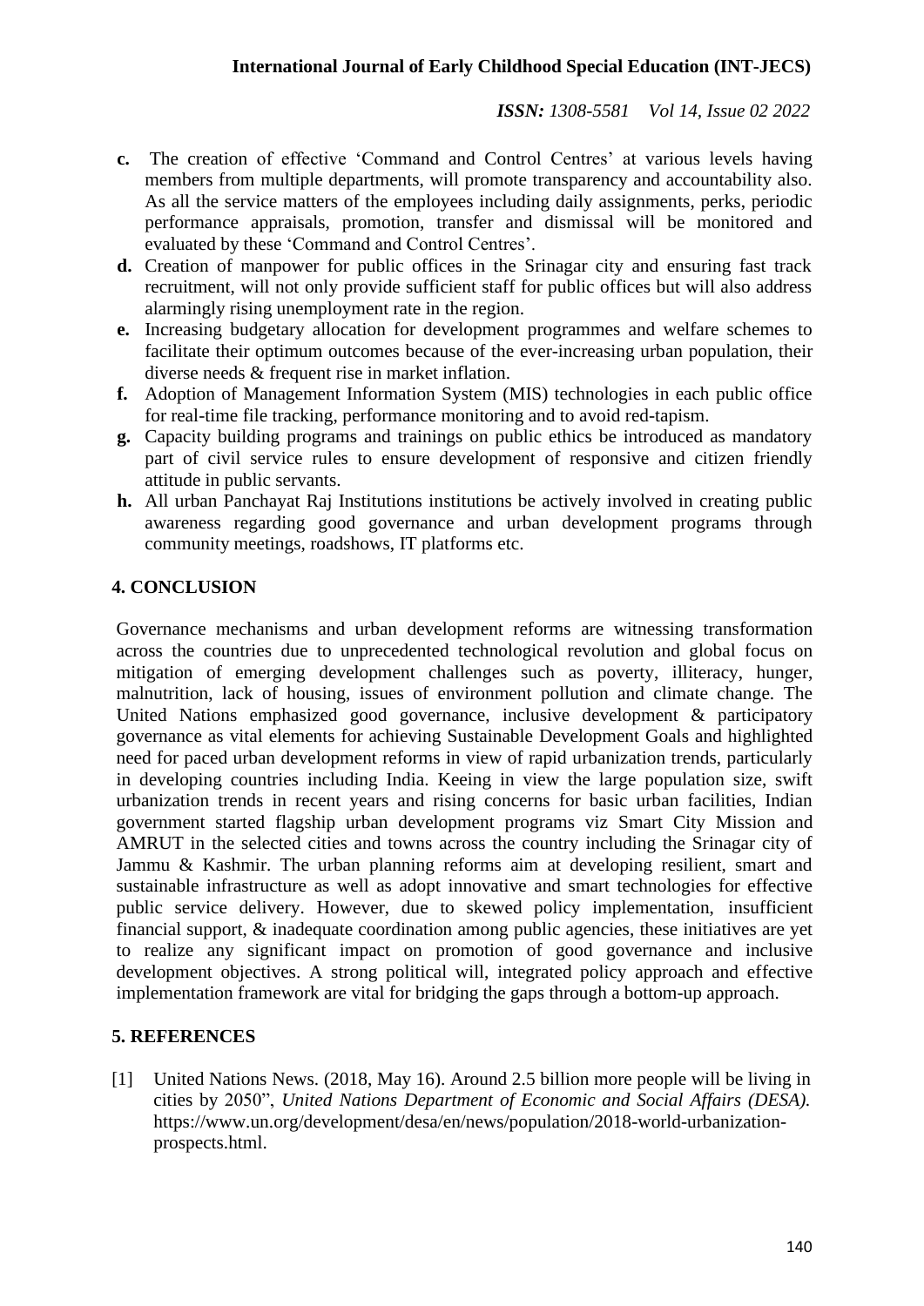- **c.** The creation of effective 'Command and Control Centres' at various levels having members from multiple departments, will promote transparency and accountability also. As all the service matters of the employees including daily assignments, perks, periodic performance appraisals, promotion, transfer and dismissal will be monitored and evaluated by these 'Command and Control Centres'.
- **d.** Creation of manpower for public offices in the Srinagar city and ensuring fast track recruitment, will not only provide sufficient staff for public offices but will also address alarmingly rising unemployment rate in the region.
- **e.** Increasing budgetary allocation for development programmes and welfare schemes to facilitate their optimum outcomes because of the ever-increasing urban population, their diverse needs & frequent rise in market inflation.
- **f.** Adoption of Management Information System (MIS) technologies in each public office for real-time file tracking, performance monitoring and to avoid red-tapism.
- **g.** Capacity building programs and trainings on public ethics be introduced as mandatory part of civil service rules to ensure development of responsive and citizen friendly attitude in public servants.
- **h.** All urban Panchayat Raj Institutions institutions be actively involved in creating public awareness regarding good governance and urban development programs through community meetings, roadshows, IT platforms etc.

## 4. CONCLUSION

Governance mechanisms and urban development reforms are witnessing transformation across the countries due to unprecedented technological revolution and global focus on mitigation of emerging development challenges such as poverty, illiteracy, hunger, malnutrition, lack of housing, issues of environment pollution and climate change. The United Nations emphasized good governance, inclusive development & participatory governance as vital elements for achieving Sustainable Development Goals and highlighted need for paced urban development reforms in view of rapid urbanization trends, particularly in developing countries including India. Keeing in view the large population size, swift urbanization trends in recent years and rising concerns for basic urban facilities, Indian government started flagship urban development programs viz Smart City Mission and AMRUT in the selected cities and towns across the country including the Srinagar city of Jammu & Kashmir. The urban planning reforms aim at developing resilient, smart and sustainable infrastructure as well as adopt innovative and smart technologies for effective public service delivery. However, due to skewed policy implementation, insufficient financial support, & inadequate coordination among public agencies, these initiatives are yet to realize any significant impact on promotion of good governance and inclusive development objectives. A strong political will, integrated policy approach and effective implementation framework are vital for bridging the gaps through a bottom-up approach.

## 5. REFERENCES

[1] United Nations News. (2018, May 16). Around 2.5 billion more people will be living in cities by 2050", *United Nations Department of Economic and Social Affairs (DESA).* https://www.un.org/development/desa/en/news/population/2018-world-urbanization-prospects.html.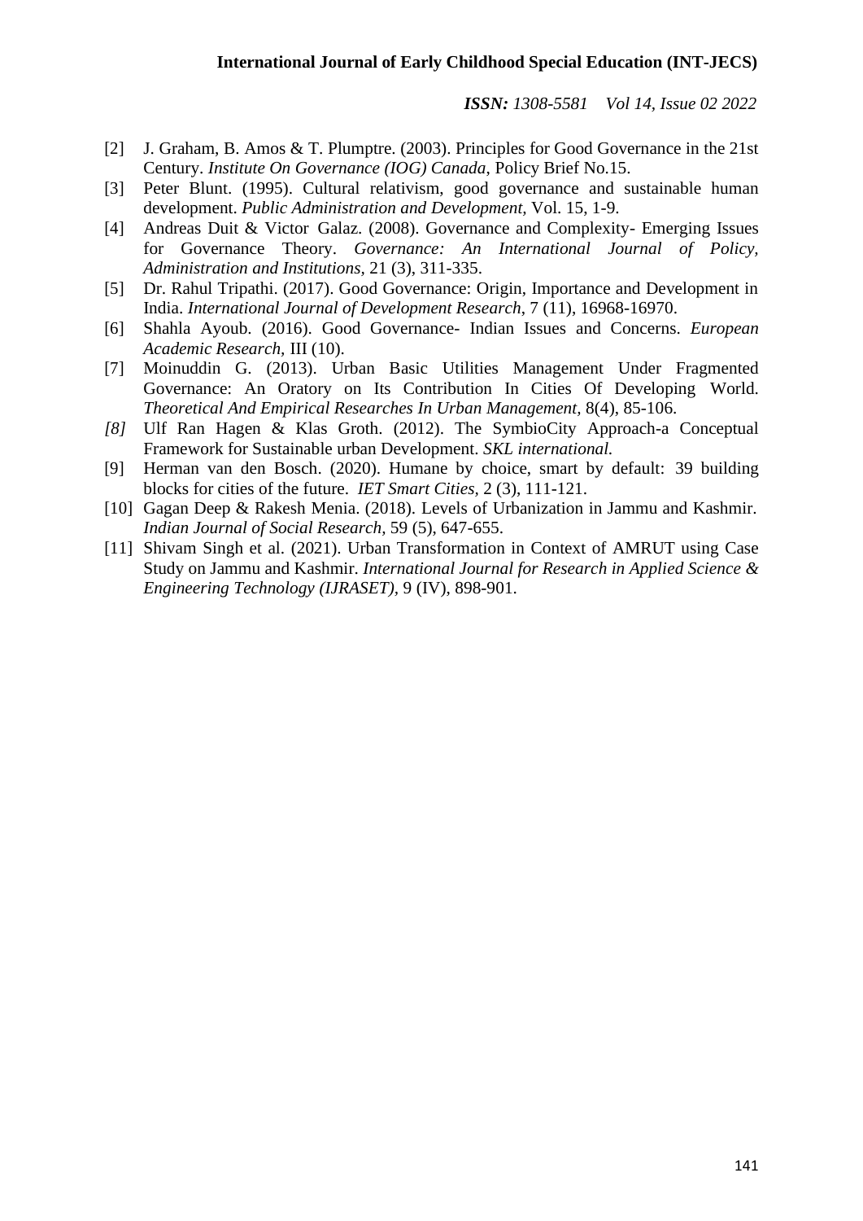[2] J. Graham, B. Amos & T. Plumptre. (2003). Principles for Good Governance in the 21st Century. *Institute On Governance (IOG) Canada*, Policy Brief No.15.

[3] Peter Blunt. (1995). Cultural relativism, good governance and sustainable human development. *Public Administration and Development*, Vol. 15, 1-9.

[4] Andreas Duit & Victor Galaz. (2008). Governance and Complexity- Emerging Issues for Governance Theory. *Governance: An International Journal of Policy, Administration and Institutions*, 21 (3), 311-335.

[5] Dr. Rahul Tripathi. (2017). Good Governance: Origin, Importance and Development in India. *International Journal of Development Research*, 7 (11), 16968-16970.

[6] Shahla Ayoub. (2016). Good Governance- Indian Issues and Concerns. *European Academic Research*, III (10).

[7] Moinuddin G. (2013). Urban Basic Utilities Management Under Fragmented Governance: An Oratory on Its Contribution In Cities Of Developing World. *Theoretical And Empirical Researches In Urban Management*, 8(4), 85-106.

*[8]* Ulf Ran Hagen & Klas Groth. (2012). The SymbioCity Approach-a Conceptual Framework for Sustainable urban Development. *SKL international.*

[9] Herman van den Bosch. (2020). Humane by choice, smart by default: 39 building blocks for cities of the future. *IET Smart Cities*, 2 (3), 111-121.

[10] Gagan Deep & Rakesh Menia. (2018). Levels of Urbanization in Jammu and Kashmir. *Indian Journal of Social Research,* 59 (5), 647-655.

[11] Shivam Singh et al. (2021). Urban Transformation in Context of AMRUT using Case Study on Jammu and Kashmir. *International Journal for Research in Applied Science & Engineering Technology (IJRASET)*, 9 (IV), 898-901.